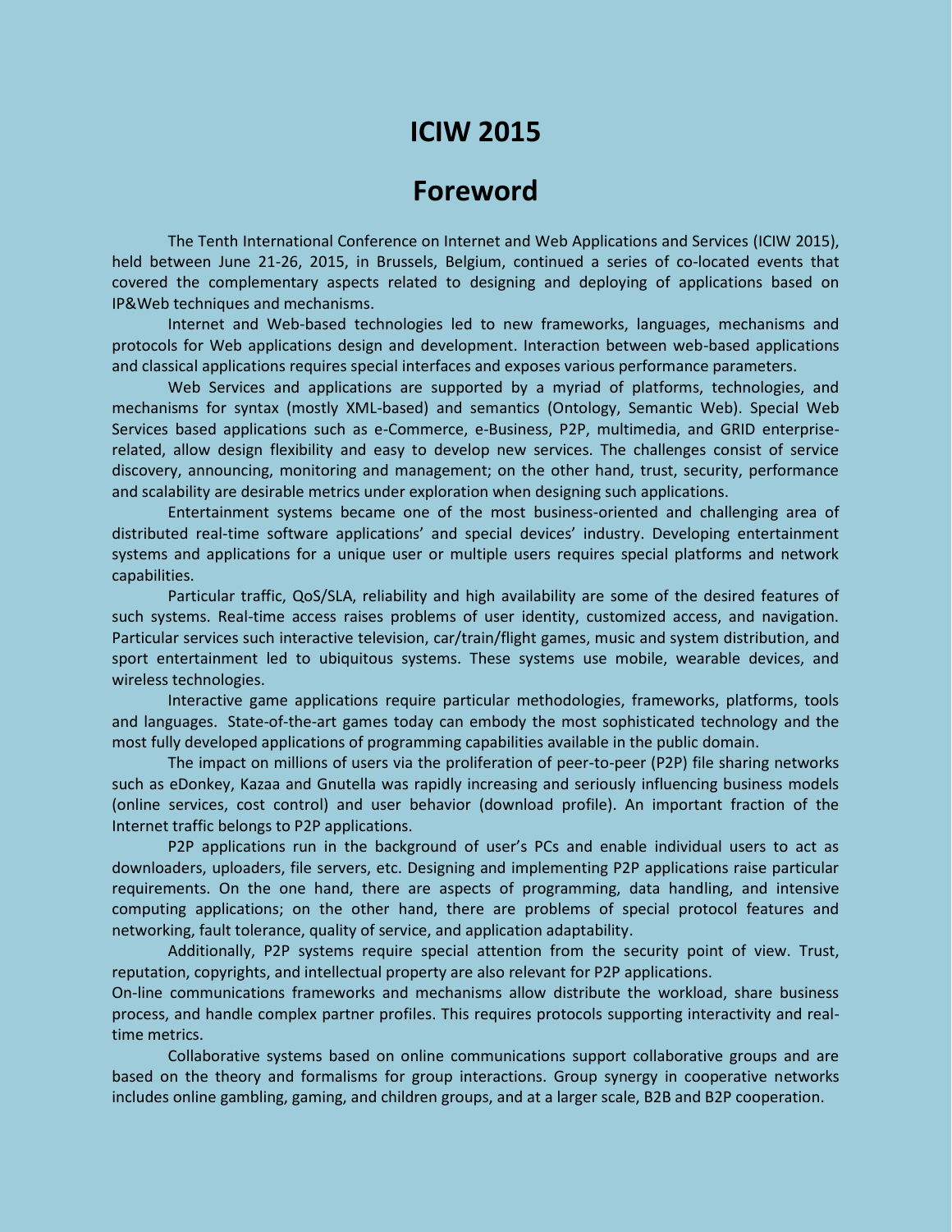# ICIW 2015

## Foreword

The Tenth International Conference on Internet and Web Applications and Services (ICIW 2015), held between June 21-26, 2015, in Brussels, Belgium, continued a series of co-located events that covered the complementary aspects related to designing and deploying of applications based on IP&Web techniques and mechanisms.

Internet and Web-based technologies led to new frameworks, languages, mechanisms and protocols for Web applications design and development. Interaction between web-based applications and classical applications requires special interfaces and exposes various performance parameters.

Web Services and applications are supported by a myriad of platforms, technologies, and mechanisms for syntax (mostly XML-based) and semantics (Ontology, Semantic Web). Special Web Services based applications such as e-Commerce, e-Business, P2P, multimedia, and GRID enterprise-related, allow design flexibility and easy to develop new services. The challenges consist of service discovery, announcing, monitoring and management; on the other hand, trust, security, performance and scalability are desirable metrics under exploration when designing such applications.

Entertainment systems became one of the most business-oriented and challenging area of distributed real-time software applications' and special devices' industry. Developing entertainment systems and applications for a unique user or multiple users requires special platforms and network capabilities.

Particular traffic, QoS/SLA, reliability and high availability are some of the desired features of such systems. Real-time access raises problems of user identity, customized access, and navigation. Particular services such interactive television, car/train/flight games, music and system distribution, and sport entertainment led to ubiquitous systems. These systems use mobile, wearable devices, and wireless technologies.

Interactive game applications require particular methodologies, frameworks, platforms, tools and languages. State-of-the-art games today can embody the most sophisticated technology and the most fully developed applications of programming capabilities available in the public domain.

The impact on millions of users via the proliferation of peer-to-peer (P2P) file sharing networks such as eDonkey, Kazaa and Gnutella was rapidly increasing and seriously influencing business models (online services, cost control) and user behavior (download profile). An important fraction of the Internet traffic belongs to P2P applications.

P2P applications run in the background of user's PCs and enable individual users to act as downloaders, uploaders, file servers, etc. Designing and implementing P2P applications raise particular requirements. On the one hand, there are aspects of programming, data handling, and intensive computing applications; on the other hand, there are problems of special protocol features and networking, fault tolerance, quality of service, and application adaptability.

Additionally, P2P systems require special attention from the security point of view. Trust, reputation, copyrights, and intellectual property are also relevant for P2P applications.
On-line communications frameworks and mechanisms allow distribute the workload, share business process, and handle complex partner profiles. This requires protocols supporting interactivity and real-time metrics.

Collaborative systems based on online communications support collaborative groups and are based on the theory and formalisms for group interactions. Group synergy in cooperative networks includes online gambling, gaming, and children groups, and at a larger scale, B2B and B2P cooperation.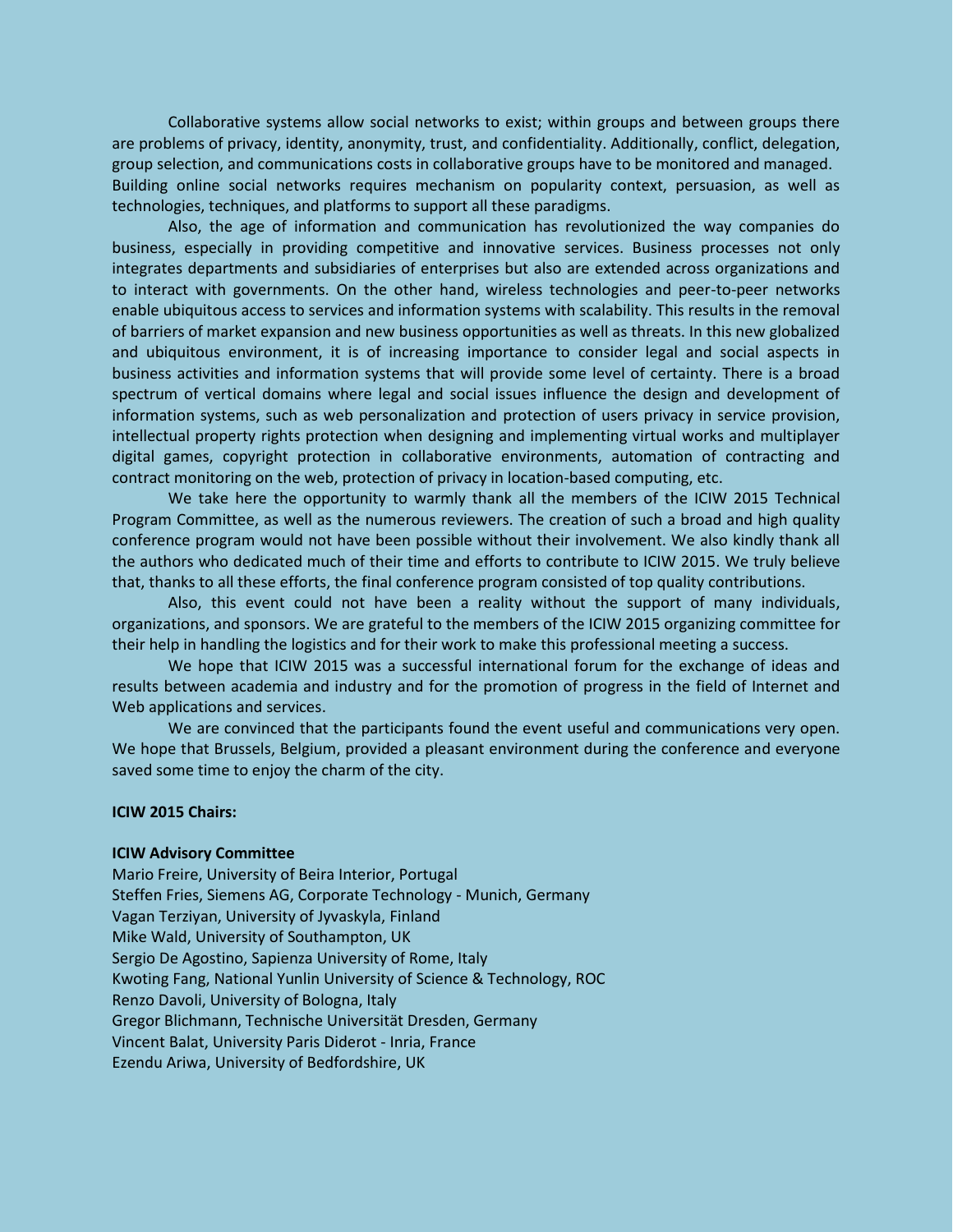Collaborative systems allow social networks to exist; within groups and between groups there are problems of privacy, identity, anonymity, trust, and confidentiality. Additionally, conflict, delegation, group selection, and communications costs in collaborative groups have to be monitored and managed. Building online social networks requires mechanism on popularity context, persuasion, as well as technologies, techniques, and platforms to support all these paradigms.

Also, the age of information and communication has revolutionized the way companies do business, especially in providing competitive and innovative services. Business processes not only integrates departments and subsidiaries of enterprises but also are extended across organizations and to interact with governments. On the other hand, wireless technologies and peer-to-peer networks enable ubiquitous access to services and information systems with scalability. This results in the removal of barriers of market expansion and new business opportunities as well as threats. In this new globalized and ubiquitous environment, it is of increasing importance to consider legal and social aspects in business activities and information systems that will provide some level of certainty. There is a broad spectrum of vertical domains where legal and social issues influence the design and development of information systems, such as web personalization and protection of users privacy in service provision, intellectual property rights protection when designing and implementing virtual works and multiplayer digital games, copyright protection in collaborative environments, automation of contracting and contract monitoring on the web, protection of privacy in location-based computing, etc.

We take here the opportunity to warmly thank all the members of the ICIW 2015 Technical Program Committee, as well as the numerous reviewers. The creation of such a broad and high quality conference program would not have been possible without their involvement. We also kindly thank all the authors who dedicated much of their time and efforts to contribute to ICIW 2015. We truly believe that, thanks to all these efforts, the final conference program consisted of top quality contributions.

Also, this event could not have been a reality without the support of many individuals, organizations, and sponsors. We are grateful to the members of the ICIW 2015 organizing committee for their help in handling the logistics and for their work to make this professional meeting a success.

We hope that ICIW 2015 was a successful international forum for the exchange of ideas and results between academia and industry and for the promotion of progress in the field of Internet and Web applications and services.

We are convinced that the participants found the event useful and communications very open. We hope that Brussels, Belgium, provided a pleasant environment during the conference and everyone saved some time to enjoy the charm of the city.

**ICIW 2015 Chairs:**

**ICIW Advisory Committee**

Mario Freire, University of Beira Interior, Portugal
Steffen Fries, Siemens AG, Corporate Technology - Munich, Germany
Vagan Terziyan, University of Jyvaskyla, Finland
Mike Wald, University of Southampton, UK
Sergio De Agostino, Sapienza University of Rome, Italy
Kwoting Fang, National Yunlin University of Science & Technology, ROC
Renzo Davoli, University of Bologna, Italy
Gregor Blichmann, Technische Universität Dresden, Germany
Vincent Balat, University Paris Diderot - Inria, France
Ezendu Ariwa, University of Bedfordshire, UK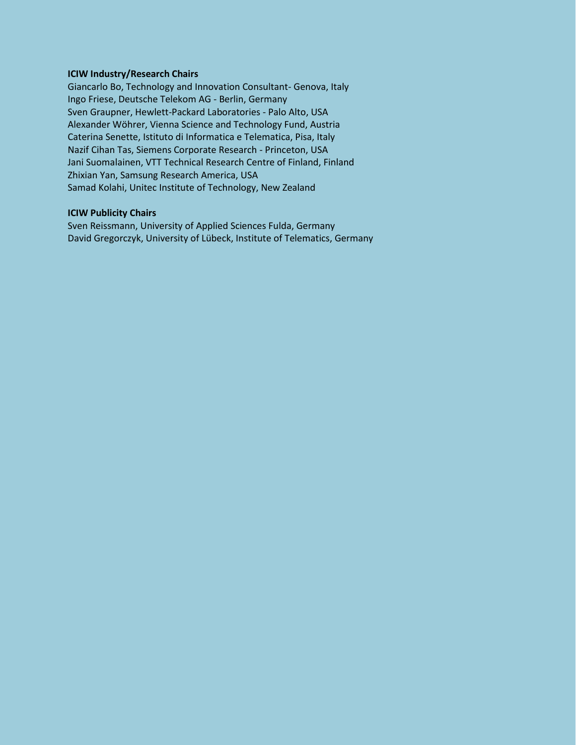**ICIW Industry/Research Chairs**

Giancarlo Bo, Technology and Innovation Consultant- Genova, Italy
Ingo Friese, Deutsche Telekom AG - Berlin, Germany
Sven Graupner, Hewlett-Packard Laboratories - Palo Alto, USA
Alexander Wöhrer, Vienna Science and Technology Fund, Austria
Caterina Senette, Istituto di Informatica e Telematica, Pisa, Italy
Nazif Cihan Tas, Siemens Corporate Research - Princeton, USA
Jani Suomalainen, VTT Technical Research Centre of Finland, Finland
Zhixian Yan, Samsung Research America, USA
Samad Kolahi, Unitec Institute of Technology, New Zealand

**ICIW Publicity Chairs**

Sven Reissmann, University of Applied Sciences Fulda, Germany
David Gregorczyk, University of Lübeck, Institute of Telematics, Germany